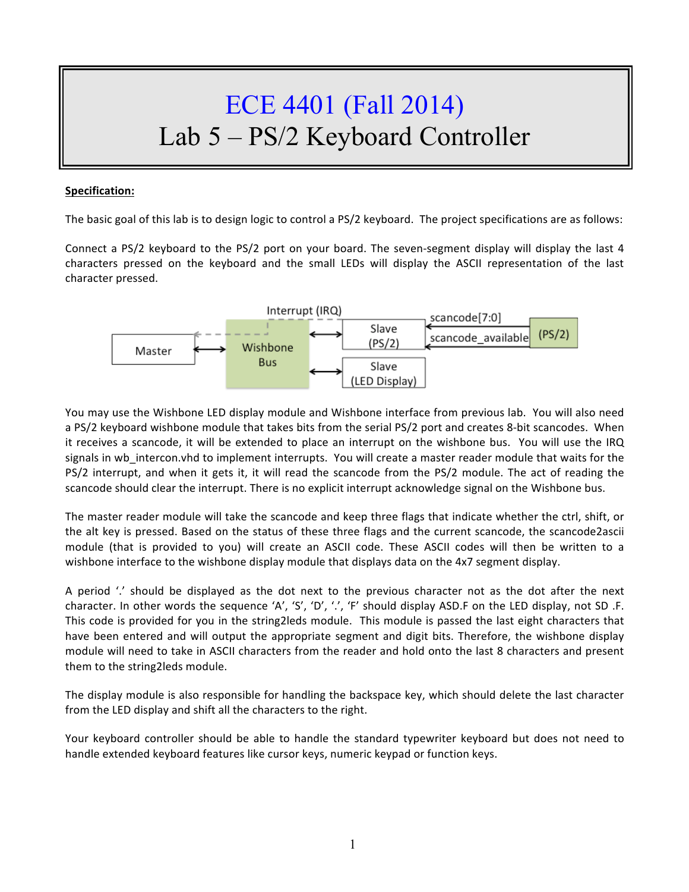# ECE 4401 (Fall 2014)
# Lab 5 – PS/2 Keyboard Controller

**Specification:**

The basic goal of this lab is to design logic to control a PS/2 keyboard. The project specifications are as follows:

Connect a PS/2 keyboard to the PS/2 port on your board. The seven-segment display will display the last 4 characters pressed on the keyboard and the small LEDs will display the ASCII representation of the last character pressed.

Interrupt (IRQ)

Master | Wishbone Bus | Slave (PS/2) | Slave (LED Display) | scancode[7:0] | scancode_available | (PS/2)

You may use the Wishbone LED display module and Wishbone interface from previous lab. You will also need a PS/2 keyboard wishbone module that takes bits from the serial PS/2 port and creates 8-bit scancodes. When it receives a scancode, it will be extended to place an interrupt on the wishbone bus. You will use the IRQ signals in wb_intercon.vhd to implement interrupts. You will create a master reader module that waits for the PS/2 interrupt, and when it gets it, it will read the scancode from the PS/2 module. The act of reading the scancode should clear the interrupt. There is no explicit interrupt acknowledge signal on the Wishbone bus.

The master reader module will take the scancode and keep three flags that indicate whether the ctrl, shift, or the alt key is pressed. Based on the status of these three flags and the current scancode, the scancode2ascii module (that is provided to you) will create an ASCII code. These ASCII codes will then be written to a wishbone interface to the wishbone display module that displays data on the 4x7 segment display.

A period '.' should be displayed as the dot next to the previous character not as the dot after the next character. In other words the sequence 'A', 'S', 'D', '.', 'F' should display ASD.F on the LED display, not SD .F. This code is provided for you in the string2leds module. This module is passed the last eight characters that have been entered and will output the appropriate segment and digit bits. Therefore, the wishbone display module will need to take in ASCII characters from the reader and hold onto the last 8 characters and present them to the string2leds module.

The display module is also responsible for handling the backspace key, which should delete the last character from the LED display and shift all the characters to the right.

Your keyboard controller should be able to handle the standard typewriter keyboard but does not need to handle extended keyboard features like cursor keys, numeric keypad or function keys.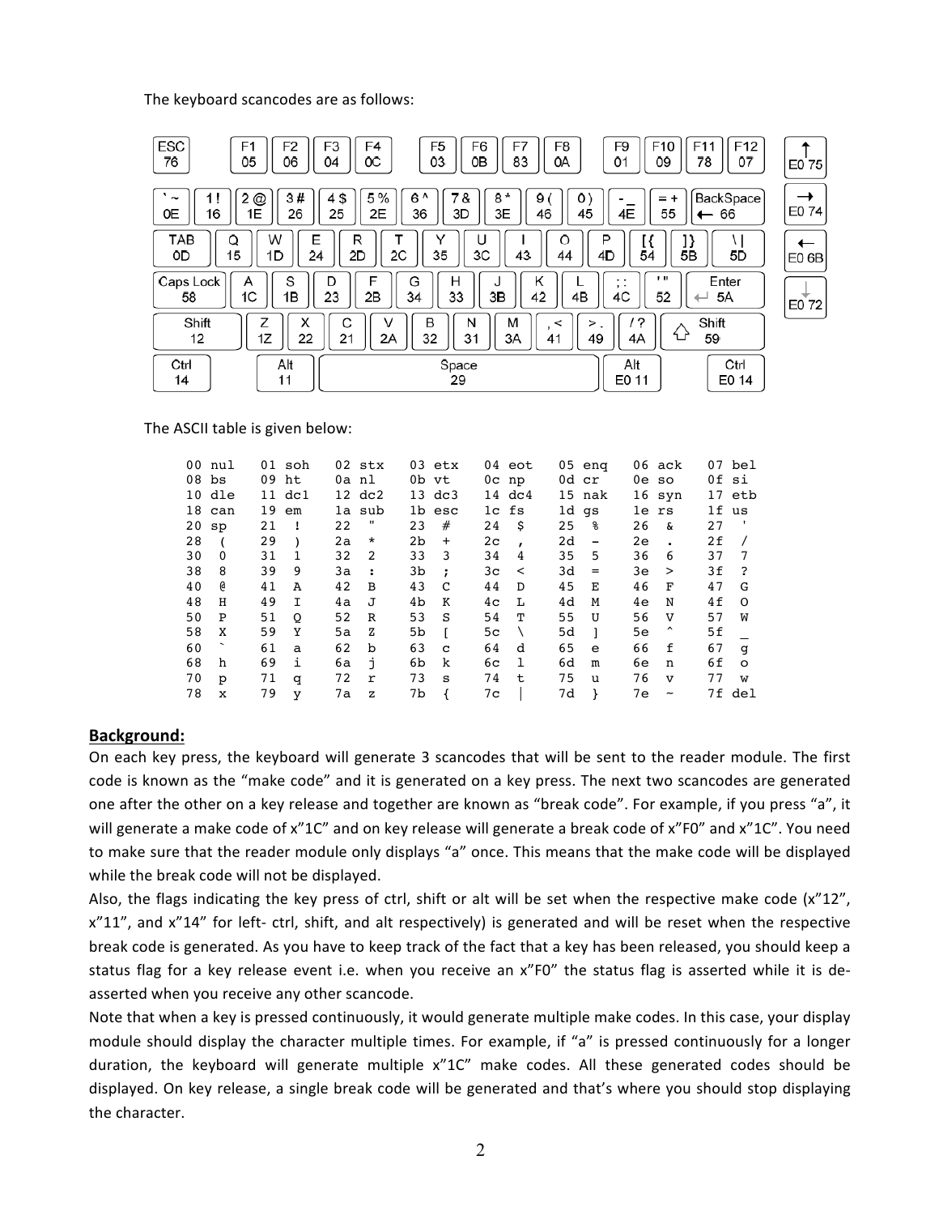The keyboard scancodes are as follows:

| ESC | F1 | F2 | F3 | F4 | F5 | F6 | F7 | F8 | F9 | F10 | F11 | F12 | ↑ |
|---|---|---|---|---|---|---|---|---|---|---|---|---|---|
| 76 | 05 | 06 | 04 | 0C | 03 | 0B | 83 | 0A | 01 | 09 | 78 | 07 | E0 75 |

| ` ~ | 1 ! | 2 @ | 3 # | 4 $ | 5 % | 6 ^ | 7 & | 8 * | 9 ( | 0 ) | - _ | = + | BackSpace | → |
|---|---|---|---|---|---|---|---|---|---|---|---|---|---|---|
| 0E | 16 | 1E | 26 | 25 | 2E | 36 | 3D | 3E | 46 | 45 | 4E | 55 | ← 66 | E0 74 |

| TAB | Q | W | E | R | T | Y | U | I | O | P | [ { | ] } | \ \| | ← |
|---|---|---|---|---|---|---|---|---|---|---|---|---|---|---|
| 0D | 15 | 1D | 24 | 2D | 2C | 35 | 3C | 43 | 44 | 4D | 54 | 5B | 5D | E0 6B |

| Caps Lock | A | S | D | F | G | H | J | K | L | ; : | ' " | Enter | ↓ |
|---|---|---|---|---|---|---|---|---|---|---|---|---|---|
| 58 | 1C | 1B | 23 | 2B | 34 | 33 | 3B | 42 | 4B | 4C | 52 | ↵ 5A | E0 72 |

| Shift | Z | X | C | V | B | N | M | , < | > . | / ? | ⇧ Shift |
|---|---|---|---|---|---|---|---|---|---|---|---|
| 12 | 1Z | 22 | 21 | 2A | 32 | 31 | 3A | 41 | 49 | 4A | 59 |

| Ctrl | Alt | Space | Alt | Ctrl |
|---|---|---|---|---|
| 14 | 11 | 29 | E0 11 | E0 14 |

The ASCII table is given below:

```
00 nul   01 soh   02 stx   03 etx   04 eot   05 enq   06 ack   07 bel
08 bs    09 ht    0a nl    0b vt    0c np    0d cr    0e so    0f si
10 dle   11 dc1   12 dc2   13 dc3   14 dc4   15 nak   16 syn   17 etb
18 can   19 em    1a sub   1b esc   1c fs    1d gs    1e rs    1f us
20 sp    21  !    22  "    23  #    24  $    25  %    26  &    27  '
28  (    29  )    2a  *    2b  +    2c  ,    2d  -    2e  .    2f  /
30  0    31  1    32  2    33  3    34  4    35  5    36  6    37  7
38  8    39  9    3a  :    3b  ;    3c  <    3d  =    3e  >    3f  ?
40  @    41  A    42  B    43  C    44  D    45  E    46  F    47  G
48  H    49  I    4a  J    4b  K    4c  L    4d  M    4e  N    4f  O
50  P    51  Q    52  R    53  S    54  T    55  U    56  V    57  W
58  X    59  Y    5a  Z    5b  [    5c  \    5d  ]    5e  ^    5f  _
60  `    61  a    62  b    63  c    64  d    65  e    66  f    67  g
68  h    69  i    6a  j    6b  k    6c  l    6d  m    6e  n    6f  o
70  p    71  q    72  r    73  s    74  t    75  u    76  v    77  w
78  x    79  y    7a  z    7b  {    7c  |    7d  }    7e  ~    7f del
```

## Background:

On each key press, the keyboard will generate 3 scancodes that will be sent to the reader module. The first code is known as the "make code" and it is generated on a key press. The next two scancodes are generated one after the other on a key release and together are known as "break code". For example, if you press "a", it will generate a make code of x"1C" and on key release will generate a break code of x"F0" and x"1C". You need to make sure that the reader module only displays "a" once. This means that the make code will be displayed while the break code will not be displayed.

Also, the flags indicating the key press of ctrl, shift or alt will be set when the respective make code (x"12", x"11", and x"14" for left- ctrl, shift, and alt respectively) is generated and will be reset when the respective break code is generated. As you have to keep track of the fact that a key has been released, you should keep a status flag for a key release event i.e. when you receive an x"F0" the status flag is asserted while it is de-asserted when you receive any other scancode.

Note that when a key is pressed continuously, it would generate multiple make codes. In this case, your display module should display the character multiple times. For example, if "a" is pressed continuously for a longer duration, the keyboard will generate multiple x"1C" make codes. All these generated codes should be displayed. On key release, a single break code will be generated and that's where you should stop displaying the character.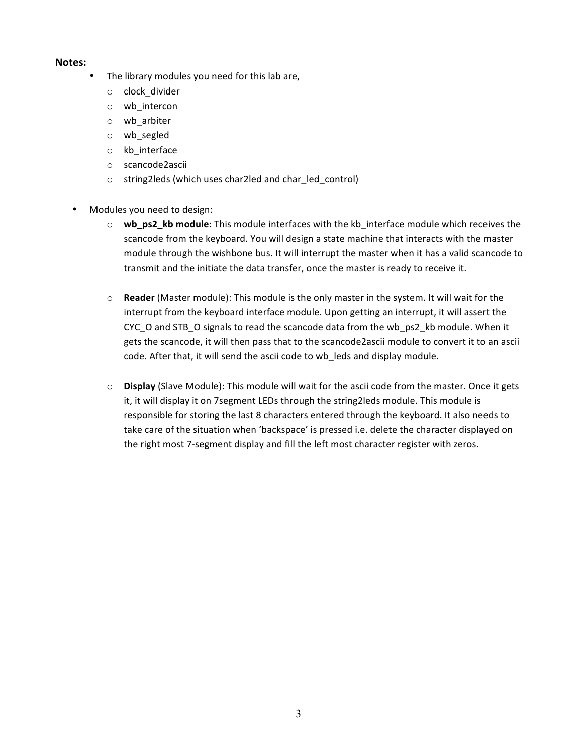**Notes:**

- The library modules you need for this lab are,
  - clock_divider
  - wb_intercon
  - wb_arbiter
  - wb_segled
  - kb_interface
  - scancode2ascii
  - string2leds (which uses char2led and char_led_control)

- Modules you need to design:
  - **wb_ps2_kb module**: This module interfaces with the kb_interface module which receives the scancode from the keyboard. You will design a state machine that interacts with the master module through the wishbone bus. It will interrupt the master when it has a valid scancode to transmit and the initiate the data transfer, once the master is ready to receive it.

  - **Reader** (Master module): This module is the only master in the system. It will wait for the interrupt from the keyboard interface module. Upon getting an interrupt, it will assert the CYC_O and STB_O signals to read the scancode data from the wb_ps2_kb module. When it gets the scancode, it will then pass that to the scancode2ascii module to convert it to an ascii code. After that, it will send the ascii code to wb_leds and display module.

  - **Display** (Slave Module): This module will wait for the ascii code from the master. Once it gets it, it will display it on 7segment LEDs through the string2leds module. This module is responsible for storing the last 8 characters entered through the keyboard. It also needs to take care of the situation when 'backspace' is pressed i.e. delete the character displayed on the right most 7-segment display and fill the left most character register with zeros.